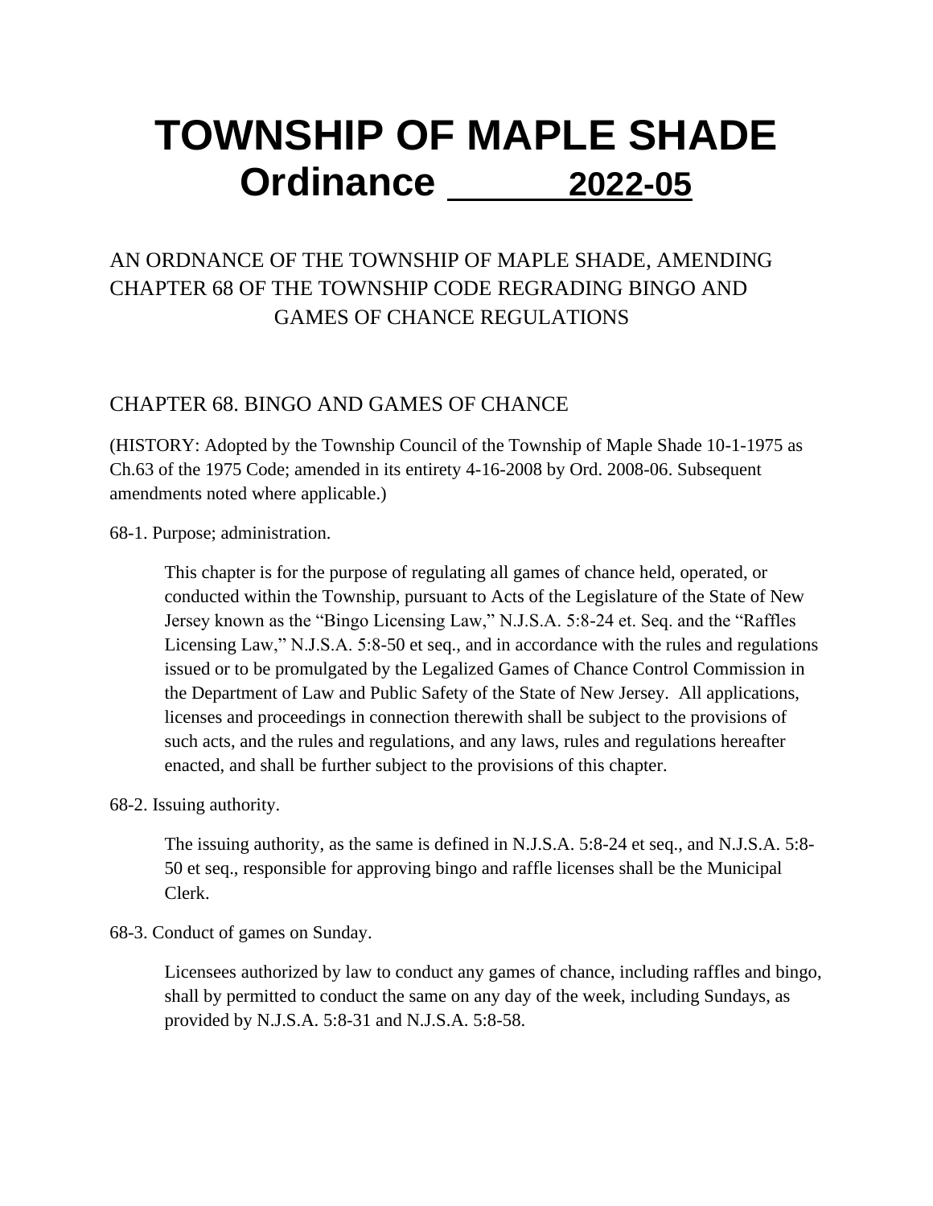# TOWNSHIP OF MAPLE SHADE

## Ordinance 2022-05

AN ORDNANCE OF THE TOWNSHIP OF MAPLE SHADE, AMENDING CHAPTER 68 OF THE TOWNSHIP CODE REGRADING BINGO AND GAMES OF CHANCE REGULATIONS

### CHAPTER 68. BINGO AND GAMES OF CHANCE

(HISTORY: Adopted by the Township Council of the Township of Maple Shade 10-1-1975 as Ch.63 of the 1975 Code; amended in its entirety 4-16-2008 by Ord. 2008-06. Subsequent amendments noted where applicable.)

68-1. Purpose; administration.

This chapter is for the purpose of regulating all games of chance held, operated, or conducted within the Township, pursuant to Acts of the Legislature of the State of New Jersey known as the "Bingo Licensing Law," N.J.S.A. 5:8-24 et. Seq. and the "Raffles Licensing Law," N.J.S.A. 5:8-50 et seq., and in accordance with the rules and regulations issued or to be promulgated by the Legalized Games of Chance Control Commission in the Department of Law and Public Safety of the State of New Jersey. All applications, licenses and proceedings in connection therewith shall be subject to the provisions of such acts, and the rules and regulations, and any laws, rules and regulations hereafter enacted, and shall be further subject to the provisions of this chapter.

68-2. Issuing authority.

The issuing authority, as the same is defined in N.J.S.A. 5:8-24 et seq., and N.J.S.A. 5:8-50 et seq., responsible for approving bingo and raffle licenses shall be the Municipal Clerk.

68-3. Conduct of games on Sunday.

Licensees authorized by law to conduct any games of chance, including raffles and bingo, shall by permitted to conduct the same on any day of the week, including Sundays, as provided by N.J.S.A. 5:8-31 and N.J.S.A. 5:8-58.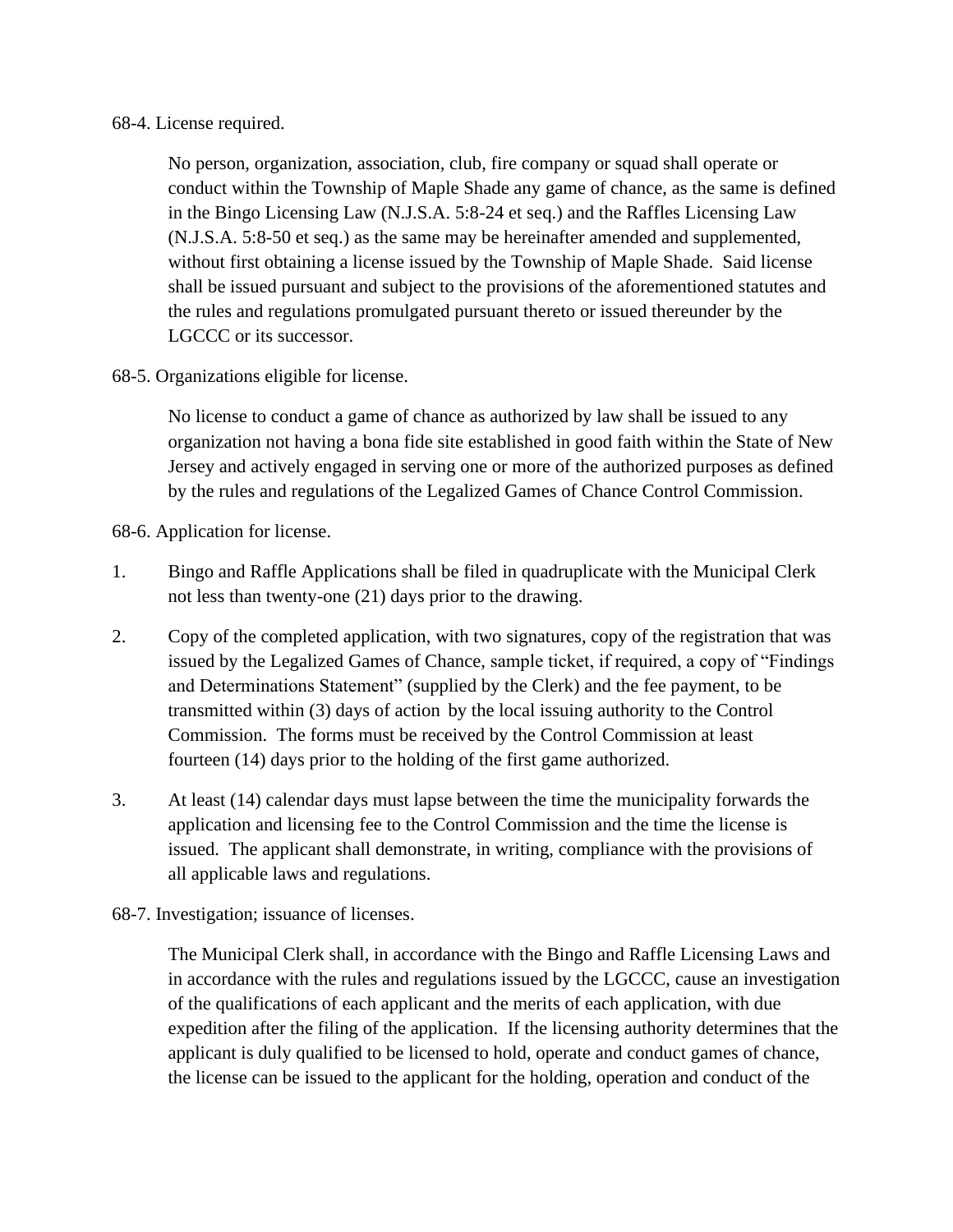68-4. License required.

No person, organization, association, club, fire company or squad shall operate or conduct within the Township of Maple Shade any game of chance, as the same is defined in the Bingo Licensing Law (N.J.S.A. 5:8-24 et seq.) and the Raffles Licensing Law (N.J.S.A. 5:8-50 et seq.) as the same may be hereinafter amended and supplemented, without first obtaining a license issued by the Township of Maple Shade. Said license shall be issued pursuant and subject to the provisions of the aforementioned statutes and the rules and regulations promulgated pursuant thereto or issued thereunder by the LGCCC or its successor.

68-5. Organizations eligible for license.

No license to conduct a game of chance as authorized by law shall be issued to any organization not having a bona fide site established in good faith within the State of New Jersey and actively engaged in serving one or more of the authorized purposes as defined by the rules and regulations of the Legalized Games of Chance Control Commission.

68-6. Application for license.

1. Bingo and Raffle Applications shall be filed in quadruplicate with the Municipal Clerk not less than twenty-one (21) days prior to the drawing.

2. Copy of the completed application, with two signatures, copy of the registration that was issued by the Legalized Games of Chance, sample ticket, if required, a copy of "Findings and Determinations Statement" (supplied by the Clerk) and the fee payment, to be transmitted within (3) days of action by the local issuing authority to the Control Commission. The forms must be received by the Control Commission at least fourteen (14) days prior to the holding of the first game authorized.

3. At least (14) calendar days must lapse between the time the municipality forwards the application and licensing fee to the Control Commission and the time the license is issued. The applicant shall demonstrate, in writing, compliance with the provisions of all applicable laws and regulations.

68-7. Investigation; issuance of licenses.

The Municipal Clerk shall, in accordance with the Bingo and Raffle Licensing Laws and in accordance with the rules and regulations issued by the LGCCC, cause an investigation of the qualifications of each applicant and the merits of each application, with due expedition after the filing of the application. If the licensing authority determines that the applicant is duly qualified to be licensed to hold, operate and conduct games of chance, the license can be issued to the applicant for the holding, operation and conduct of the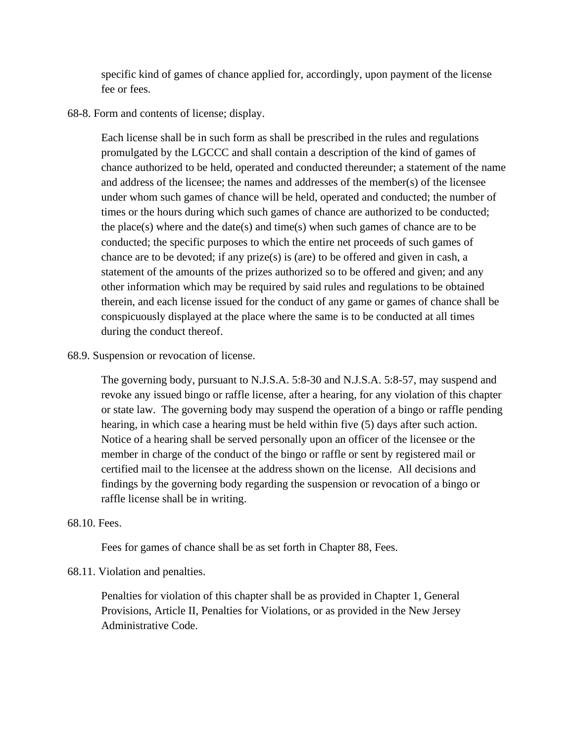specific kind of games of chance applied for, accordingly, upon payment of the license fee or fees.

68-8. Form and contents of license; display.

Each license shall be in such form as shall be prescribed in the rules and regulations promulgated by the LGCCC and shall contain a description of the kind of games of chance authorized to be held, operated and conducted thereunder; a statement of the name and address of the licensee; the names and addresses of the member(s) of the licensee under whom such games of chance will be held, operated and conducted; the number of times or the hours during which such games of chance are authorized to be conducted; the place(s) where and the date(s) and time(s) when such games of chance are to be conducted; the specific purposes to which the entire net proceeds of such games of chance are to be devoted; if any prize(s) is (are) to be offered and given in cash, a statement of the amounts of the prizes authorized so to be offered and given; and any other information which may be required by said rules and regulations to be obtained therein, and each license issued for the conduct of any game or games of chance shall be conspicuously displayed at the place where the same is to be conducted at all times during the conduct thereof.

68.9. Suspension or revocation of license.

The governing body, pursuant to N.J.S.A. 5:8-30 and N.J.S.A. 5:8-57, may suspend and revoke any issued bingo or raffle license, after a hearing, for any violation of this chapter or state law. The governing body may suspend the operation of a bingo or raffle pending hearing, in which case a hearing must be held within five (5) days after such action. Notice of a hearing shall be served personally upon an officer of the licensee or the member in charge of the conduct of the bingo or raffle or sent by registered mail or certified mail to the licensee at the address shown on the license. All decisions and findings by the governing body regarding the suspension or revocation of a bingo or raffle license shall be in writing.

68.10. Fees.

Fees for games of chance shall be as set forth in Chapter 88, Fees.

68.11. Violation and penalties.

Penalties for violation of this chapter shall be as provided in Chapter 1, General Provisions, Article II, Penalties for Violations, or as provided in the New Jersey Administrative Code.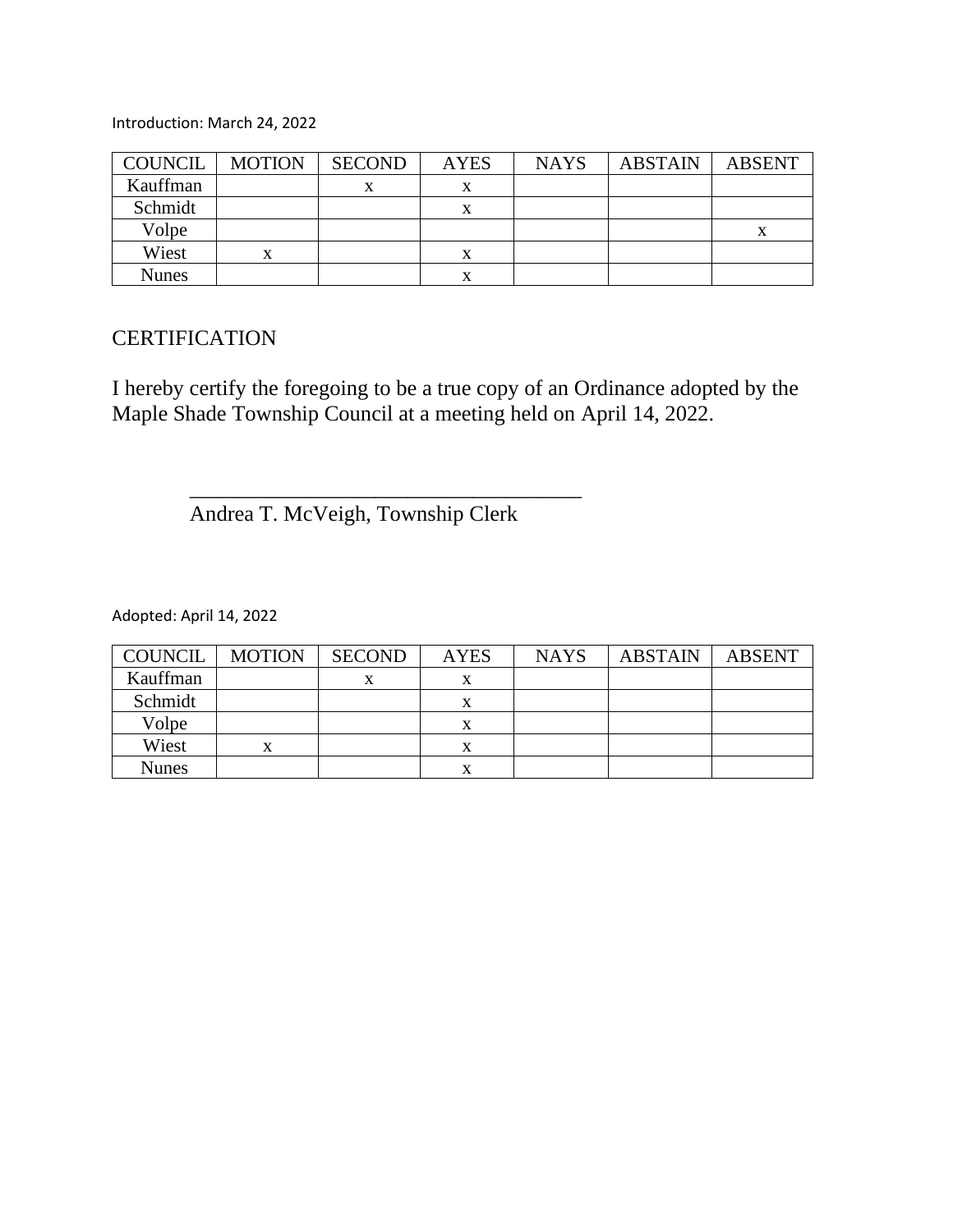Introduction: March 24, 2022

| COUNCIL | MOTION | SECOND | AYES | NAYS | ABSTAIN | ABSENT |
|---|---|---|---|---|---|---|
| Kauffman | | x | x | | | |
| Schmidt | | | x | | | |
| Volpe | | | | | | x |
| Wiest | x | | x | | | |
| Nunes | | | x | | | |

CERTIFICATION

I hereby certify the foregoing to be a true copy of an Ordinance adopted by the Maple Shade Township Council at a meeting held on April 14, 2022.

_____________________________________
Andrea T. McVeigh, Township Clerk

Adopted: April 14, 2022

| COUNCIL | MOTION | SECOND | AYES | NAYS | ABSTAIN | ABSENT |
|---|---|---|---|---|---|---|
| Kauffman | | x | x | | | |
| Schmidt | | | x | | | |
| Volpe | | | x | | | |
| Wiest | x | | x | | | |
| Nunes | | | x | | | |